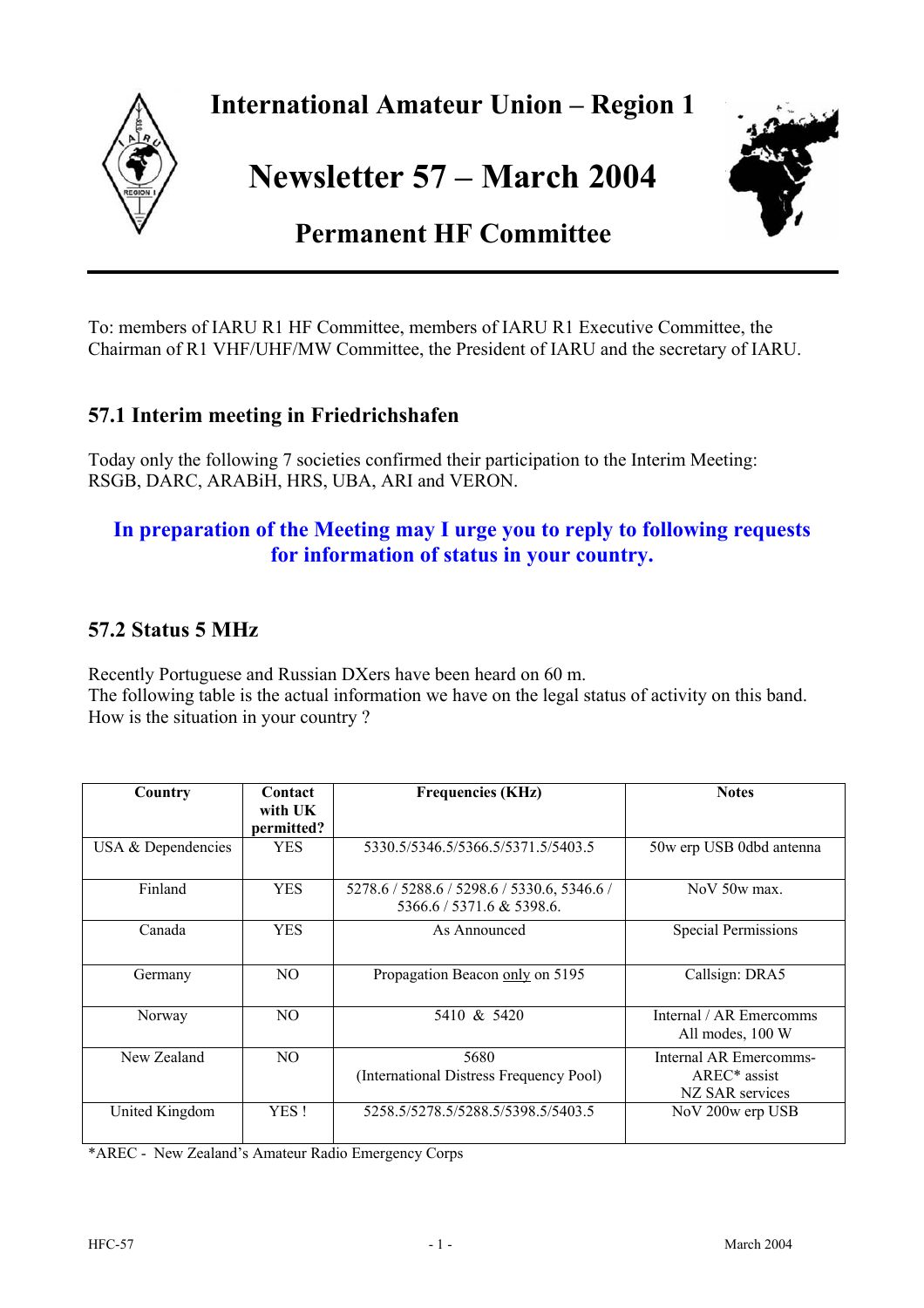# International Amateur Union – Region 1

# Newsletter 57 – March 2004

## Permanent HF Committee

To: members of IARU R1 HF Committee, members of IARU R1 Executive Committee, the Chairman of R1 VHF/UHF/MW Committee, the President of IARU and the secretary of IARU.

## 57.1 Interim meeting in Friedrichshafen

Today only the following 7 societies confirmed their participation to the Interim Meeting: RSGB, DARC, ARABiH, HRS, UBA, ARI and VERON.

**In preparation of the Meeting may I urge you to reply to following requests for information of status in your country.**

## 57.2 Status 5 MHz

Recently Portuguese and Russian DXers have been heard on 60 m.
The following table is the actual information we have on the legal status of activity on this band.
How is the situation in your country ?

| Country | Contact with UK permitted? | Frequencies (KHz) | Notes |
|---|---|---|---|
| USA & Dependencies | YES | 5330.5/5346.5/5366.5/5371.5/5403.5 | 50w erp USB 0dbd antenna |
| Finland | YES | 5278.6 / 5288.6 / 5298.6 / 5330.6, 5346.6 / 5366.6 / 5371.6 & 5398.6. | NoV 50w max. |
| Canada | YES | As Announced | Special Permissions |
| Germany | NO | Propagation Beacon <u>only</u> on 5195 | Callsign: DRA5 |
| Norway | NO | 5410 & 5420 | Internal / AR Emercomms All modes, 100 W |
| New Zealand | NO | 5680 (International Distress Frequency Pool) | Internal AR Emercomms-AREC* assist NZ SAR services |
| United Kingdom | YES ! | 5258.5/5278.5/5288.5/5398.5/5403.5 | NoV 200w erp USB |

*AREC - New Zealand's Amateur Radio Emergency Corps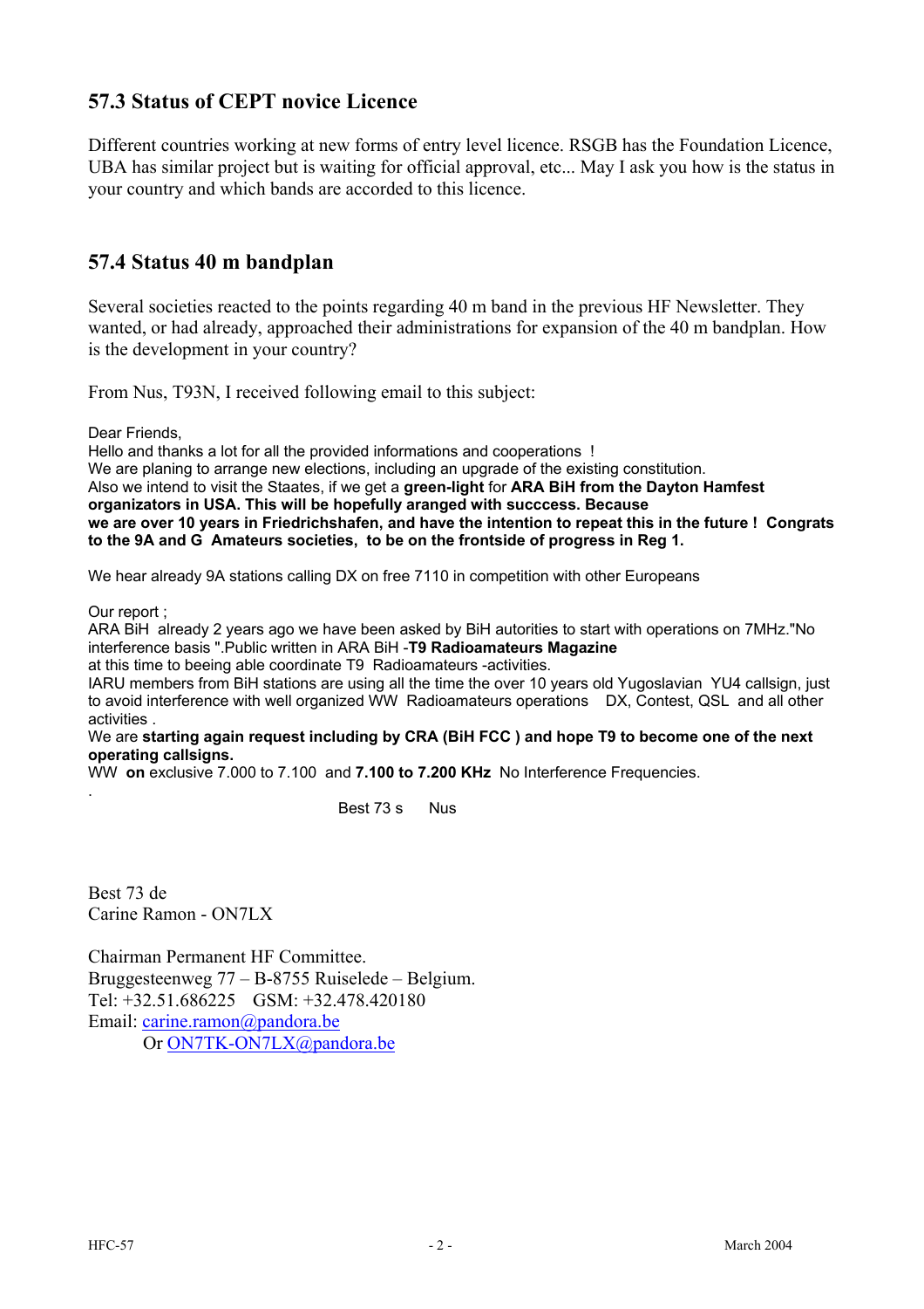## 57.3 Status of CEPT novice Licence

Different countries working at new forms of entry level licence. RSGB has the Foundation Licence, UBA has similar project but is waiting for official approval, etc... May I ask you how is the status in your country and which bands are accorded to this licence.

## 57.4 Status 40 m bandplan

Several societies reacted to the points regarding 40 m band in the previous HF Newsletter. They wanted, or had already, approached their administrations for expansion of the 40 m bandplan. How is the development in your country?

From Nus, T93N, I received following email to this subject:

Dear Friends,
Hello and thanks a lot for all the provided informations and cooperations !
We are planing to arrange new elections, including an upgrade of the existing constitution.
Also we intend to visit the Staates, if we get a **green-light** for **ARA BiH from the Dayton Hamfest organizators in USA. This will be hopefully arranged with succcess. Because we are over 10 years in Friedrichshafen, and have the intention to repeat this in the future ! Congrats to the 9A and G Amateurs societies, to be on the frontside of progress in Reg 1.**

We hear already 9A stations calling DX on free 7110 in competition with other Europeans

Our report ;
ARA BiH already 2 years ago we have been asked by BiH autorities to start with operations on 7MHz."No interference basis ".Public written in ARA BiH -**T9 Radioamateurs Magazine**
at this time to beeing able coordinate T9 Radioamateurs -activities.
IARU members from BiH stations are using all the time the over 10 years old Yugoslavian YU4 callsign, just to avoid interference with well organized WW Radioamateurs operations DX, Contest, QSL and all other activities .
We are **starting again request including by CRA (BiH FCC ) and hope T9 to become one of the next operating callsigns.**
WW **on** exclusive 7.000 to 7.100 and **7.100 to 7.200 KHz** No Interference Frequencies.
.

Best 73 s Nus

Best 73 de
Carine Ramon - ON7LX

Chairman Permanent HF Committee.
Bruggesteenweg 77 – B-8755 Ruiselede – Belgium.
Tel: +32.51.686225 GSM: +32.478.420180
Email: carine.ramon@pandora.be
Or ON7TK-ON7LX@pandora.be